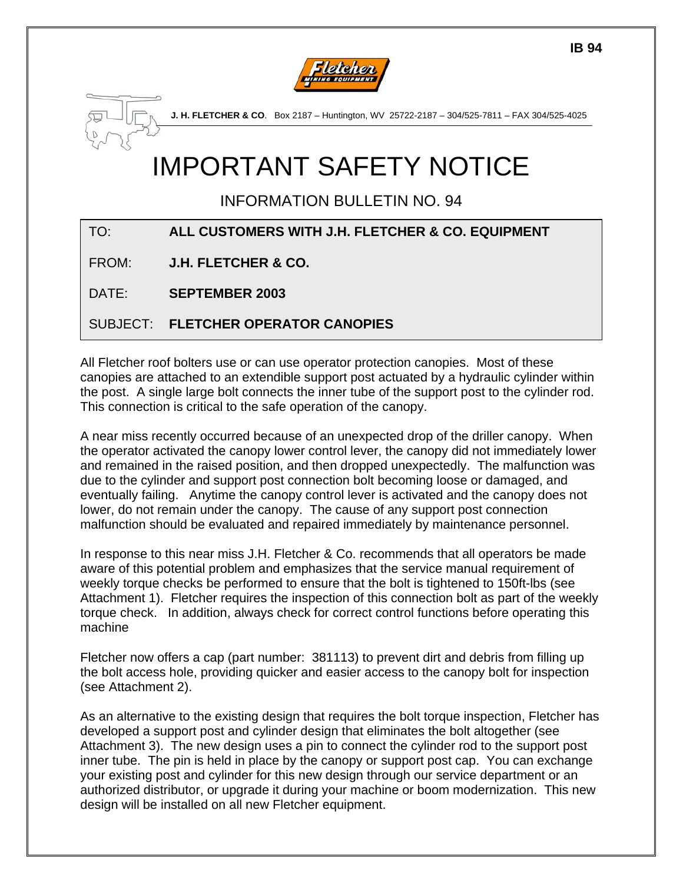IB 94

**J. H. FLETCHER & CO**. Box 2187 – Huntington, WV 25722-2187 – 304/525-7811 – FAX 304/525-4025

# IMPORTANT SAFETY NOTICE

## INFORMATION BULLETIN NO. 94

| | |
|---|---|
| TO: | **ALL CUSTOMERS WITH J.H. FLETCHER & CO. EQUIPMENT** |
| FROM: | **J.H. FLETCHER & CO.** |
| DATE: | **SEPTEMBER 2003** |
| SUBJECT: | **FLETCHER OPERATOR CANOPIES** |

All Fletcher roof bolters use or can use operator protection canopies. Most of these canopies are attached to an extendible support post actuated by a hydraulic cylinder within the post. A single large bolt connects the inner tube of the support post to the cylinder rod. This connection is critical to the safe operation of the canopy.

A near miss recently occurred because of an unexpected drop of the driller canopy. When the operator activated the canopy lower control lever, the canopy did not immediately lower and remained in the raised position, and then dropped unexpectedly. The malfunction was due to the cylinder and support post connection bolt becoming loose or damaged, and eventually failing. Anytime the canopy control lever is activated and the canopy does not lower, do not remain under the canopy. The cause of any support post connection malfunction should be evaluated and repaired immediately by maintenance personnel.

In response to this near miss J.H. Fletcher & Co. recommends that all operators be made aware of this potential problem and emphasizes that the service manual requirement of weekly torque checks be performed to ensure that the bolt is tightened to 150ft-lbs (see Attachment 1). Fletcher requires the inspection of this connection bolt as part of the weekly torque check. In addition, always check for correct control functions before operating this machine

Fletcher now offers a cap (part number: 381113) to prevent dirt and debris from filling up the bolt access hole, providing quicker and easier access to the canopy bolt for inspection (see Attachment 2).

As an alternative to the existing design that requires the bolt torque inspection, Fletcher has developed a support post and cylinder design that eliminates the bolt altogether (see Attachment 3). The new design uses a pin to connect the cylinder rod to the support post inner tube. The pin is held in place by the canopy or support post cap. You can exchange your existing post and cylinder for this new design through our service department or an authorized distributor, or upgrade it during your machine or boom modernization. This new design will be installed on all new Fletcher equipment.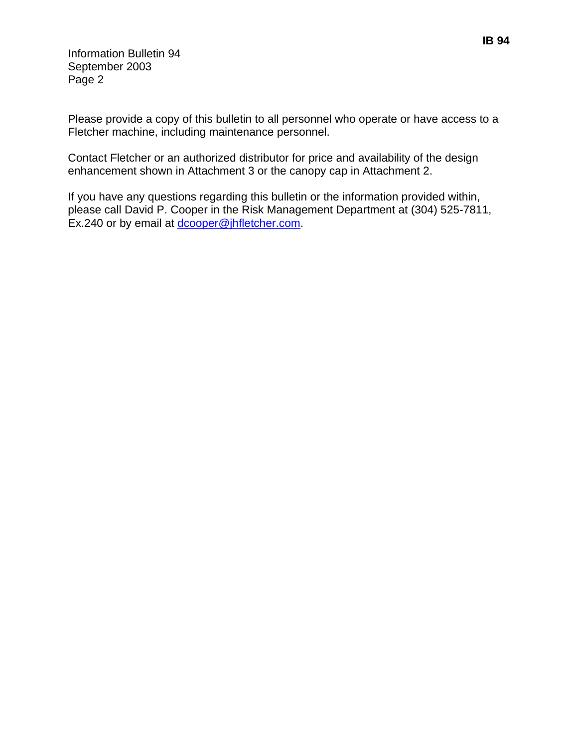Please provide a copy of this bulletin to all personnel who operate or have access to a Fletcher machine, including maintenance personnel.

Contact Fletcher or an authorized distributor for price and availability of the design enhancement shown in Attachment 3 or the canopy cap in Attachment 2.

If you have any questions regarding this bulletin or the information provided within, please call David P. Cooper in the Risk Management Department at (304) 525-7811, Ex.240 or by email at dcooper@jhfletcher.com.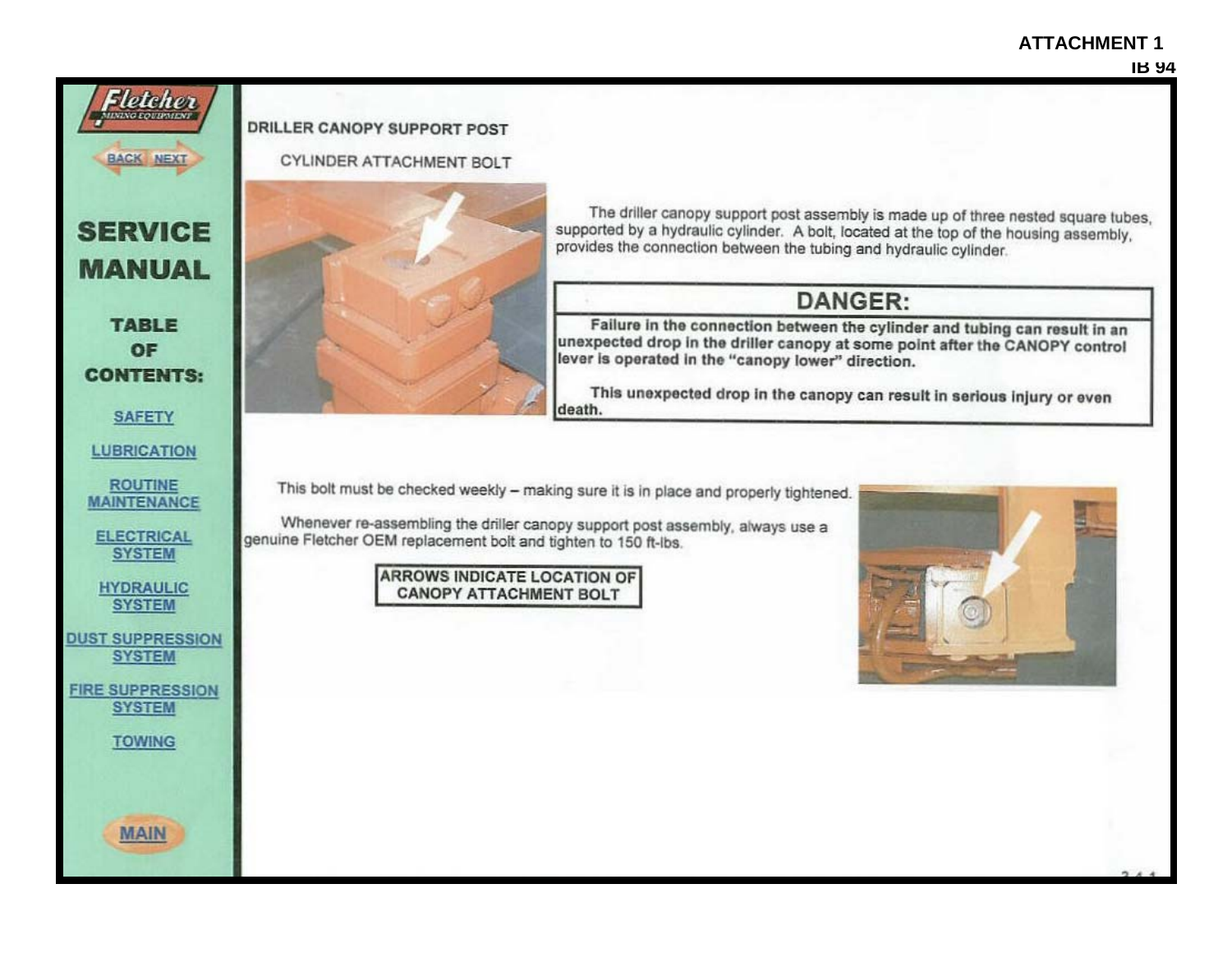**ATTACHMENT 1**

**IB 94**

Fletcher Mining Equipment

BACK NEXT

# SERVICE MANUAL

**TABLE OF CONTENTS:**

- SAFETY
- LUBRICATION
- ROUTINE MAINTENANCE
- ELECTRICAL SYSTEM
- HYDRAULIC SYSTEM
- DUST SUPPRESSION SYSTEM
- FIRE SUPPRESSION SYSTEM
- TOWING

MAIN

## DRILLER CANOPY SUPPORT POST

### CYLINDER ATTACHMENT BOLT

The driller canopy support post assembly is made up of three nested square tubes, supported by a hydraulic cylinder. A bolt, located at the top of the housing assembly, provides the connection between the tubing and hydraulic cylinder.

| DANGER: |
|---|
| **Failure in the connection between the cylinder and tubing can result in an unexpected drop in the driller canopy at some point after the CANOPY control lever is operated in the "canopy lower" direction.**<br><br>**This unexpected drop in the canopy can result in serious injury or even death.** |

This bolt must be checked weekly – making sure it is in place and properly tightened.

Whenever re-assembling the driller canopy support post assembly, always use a genuine Fletcher OEM replacement bolt and tighten to 150 ft-lbs.

**ARROWS INDICATE LOCATION OF CANOPY ATTACHMENT BOLT**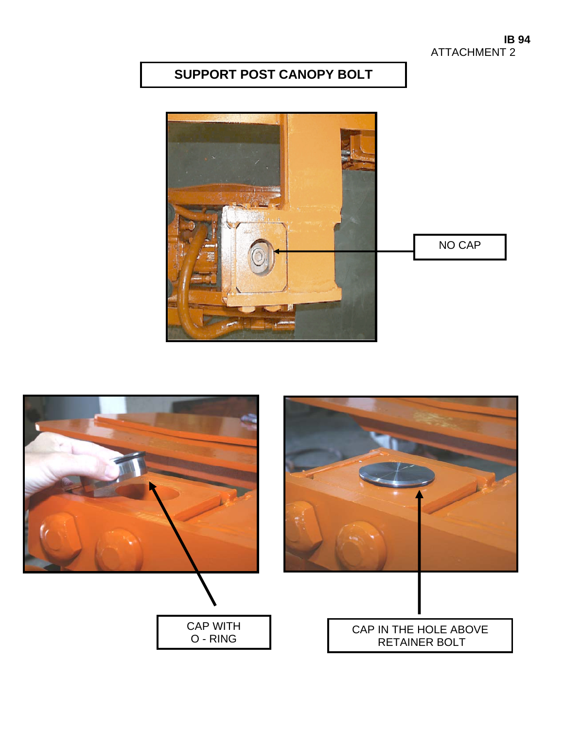**IB 94**
ATTACHMENT 2

# SUPPORT POST CANOPY BOLT

NO CAP

CAP WITH
O - RING

CAP IN THE HOLE ABOVE
RETAINER BOLT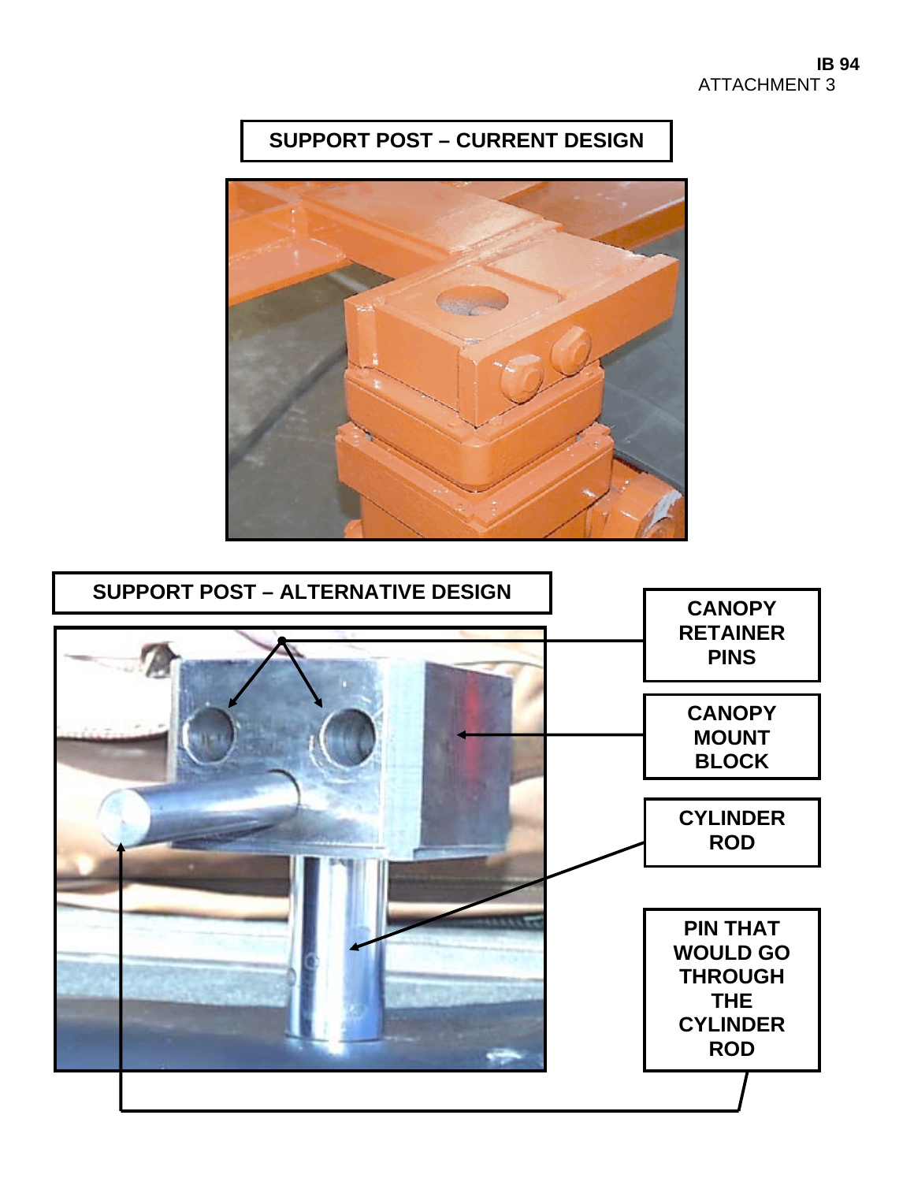IB 94
ATTACHMENT 3

**SUPPORT POST – CURRENT DESIGN**

**SUPPORT POST – ALTERNATIVE DESIGN**

**CANOPY RETAINER PINS**

**CANOPY MOUNT BLOCK**

**CYLINDER ROD**

**PIN THAT WOULD GO THROUGH THE CYLINDER ROD**